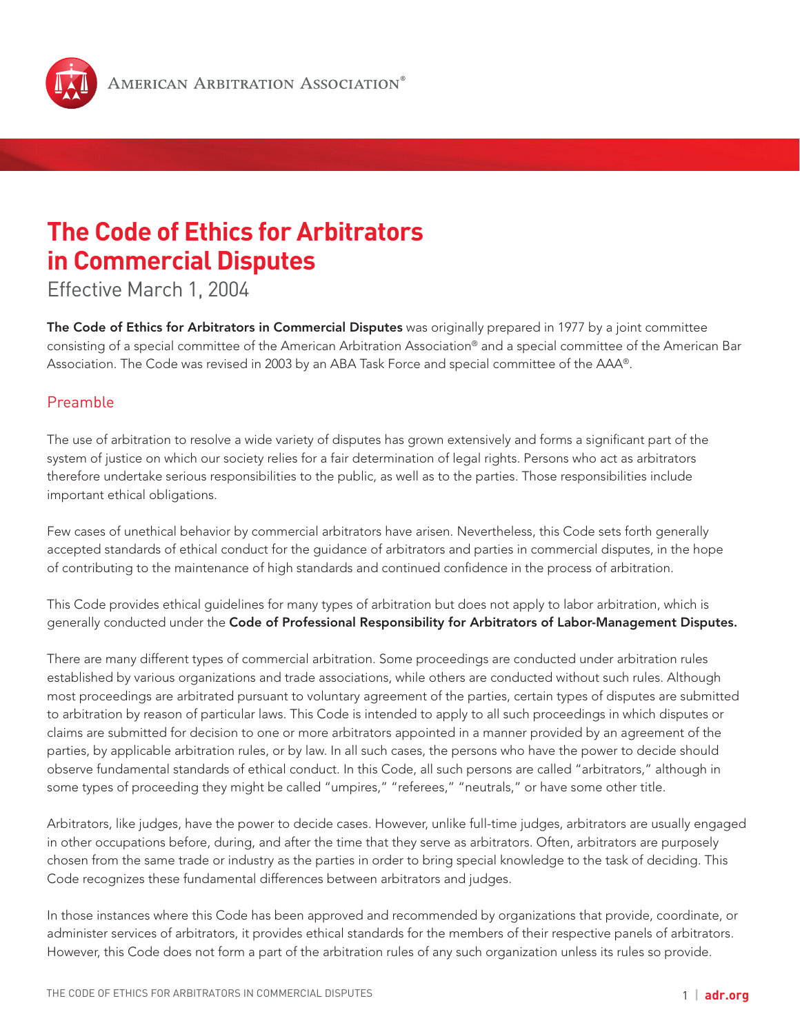AMERICAN ARBITRATION ASSOCIATION®

# The Code of Ethics for Arbitrators in Commercial Disputes

Effective March 1, 2004

**The Code of Ethics for Arbitrators in Commercial Disputes** was originally prepared in 1977 by a joint committee consisting of a special committee of the American Arbitration Association® and a special committee of the American Bar Association. The Code was revised in 2003 by an ABA Task Force and special committee of the AAA®.

## Preamble

The use of arbitration to resolve a wide variety of disputes has grown extensively and forms a significant part of the system of justice on which our society relies for a fair determination of legal rights. Persons who act as arbitrators therefore undertake serious responsibilities to the public, as well as to the parties. Those responsibilities include important ethical obligations.

Few cases of unethical behavior by commercial arbitrators have arisen. Nevertheless, this Code sets forth generally accepted standards of ethical conduct for the guidance of arbitrators and parties in commercial disputes, in the hope of contributing to the maintenance of high standards and continued confidence in the process of arbitration.

This Code provides ethical guidelines for many types of arbitration but does not apply to labor arbitration, which is generally conducted under the **Code of Professional Responsibility for Arbitrators of Labor-Management Disputes.**

There are many different types of commercial arbitration. Some proceedings are conducted under arbitration rules established by various organizations and trade associations, while others are conducted without such rules. Although most proceedings are arbitrated pursuant to voluntary agreement of the parties, certain types of disputes are submitted to arbitration by reason of particular laws. This Code is intended to apply to all such proceedings in which disputes or claims are submitted for decision to one or more arbitrators appointed in a manner provided by an agreement of the parties, by applicable arbitration rules, or by law. In all such cases, the persons who have the power to decide should observe fundamental standards of ethical conduct. In this Code, all such persons are called "arbitrators," although in some types of proceeding they might be called "umpires," "referees," "neutrals," or have some other title.

Arbitrators, like judges, have the power to decide cases. However, unlike full-time judges, arbitrators are usually engaged in other occupations before, during, and after the time that they serve as arbitrators. Often, arbitrators are purposely chosen from the same trade or industry as the parties in order to bring special knowledge to the task of deciding. This Code recognizes these fundamental differences between arbitrators and judges.

In those instances where this Code has been approved and recommended by organizations that provide, coordinate, or administer services of arbitrators, it provides ethical standards for the members of their respective panels of arbitrators. However, this Code does not form a part of the arbitration rules of any such organization unless its rules so provide.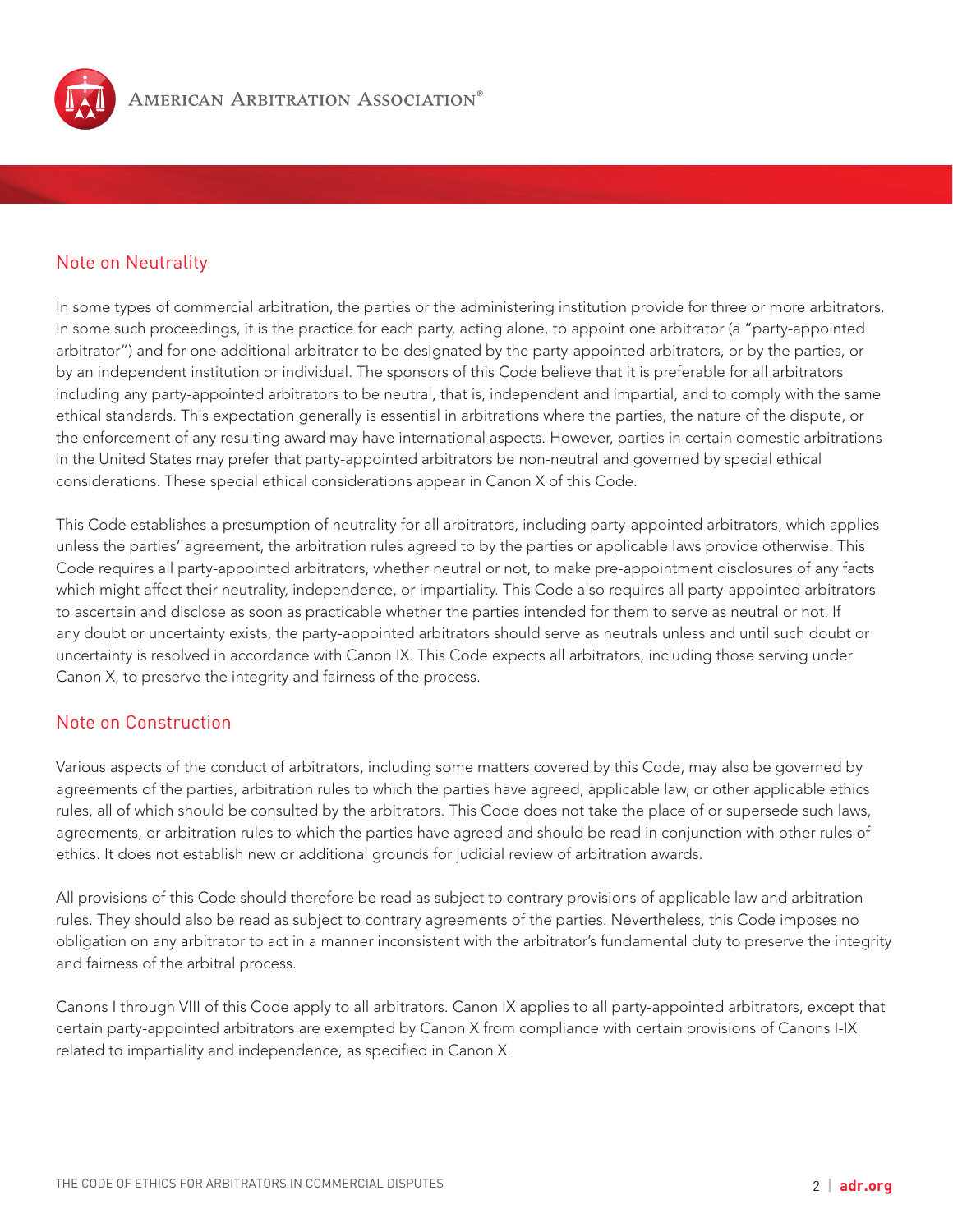## Note on Neutrality

In some types of commercial arbitration, the parties or the administering institution provide for three or more arbitrators. In some such proceedings, it is the practice for each party, acting alone, to appoint one arbitrator (a "party-appointed arbitrator") and for one additional arbitrator to be designated by the party-appointed arbitrators, or by the parties, or by an independent institution or individual. The sponsors of this Code believe that it is preferable for all arbitrators including any party-appointed arbitrators to be neutral, that is, independent and impartial, and to comply with the same ethical standards. This expectation generally is essential in arbitrations where the parties, the nature of the dispute, or the enforcement of any resulting award may have international aspects. However, parties in certain domestic arbitrations in the United States may prefer that party-appointed arbitrators be non-neutral and governed by special ethical considerations. These special ethical considerations appear in Canon X of this Code.

This Code establishes a presumption of neutrality for all arbitrators, including party-appointed arbitrators, which applies unless the parties' agreement, the arbitration rules agreed to by the parties or applicable laws provide otherwise. This Code requires all party-appointed arbitrators, whether neutral or not, to make pre-appointment disclosures of any facts which might affect their neutrality, independence, or impartiality. This Code also requires all party-appointed arbitrators to ascertain and disclose as soon as practicable whether the parties intended for them to serve as neutral or not. If any doubt or uncertainty exists, the party-appointed arbitrators should serve as neutrals unless and until such doubt or uncertainty is resolved in accordance with Canon IX. This Code expects all arbitrators, including those serving under Canon X, to preserve the integrity and fairness of the process.

## Note on Construction

Various aspects of the conduct of arbitrators, including some matters covered by this Code, may also be governed by agreements of the parties, arbitration rules to which the parties have agreed, applicable law, or other applicable ethics rules, all of which should be consulted by the arbitrators. This Code does not take the place of or supersede such laws, agreements, or arbitration rules to which the parties have agreed and should be read in conjunction with other rules of ethics. It does not establish new or additional grounds for judicial review of arbitration awards.

All provisions of this Code should therefore be read as subject to contrary provisions of applicable law and arbitration rules. They should also be read as subject to contrary agreements of the parties. Nevertheless, this Code imposes no obligation on any arbitrator to act in a manner inconsistent with the arbitrator's fundamental duty to preserve the integrity and fairness of the arbitral process.

Canons I through VIII of this Code apply to all arbitrators. Canon IX applies to all party-appointed arbitrators, except that certain party-appointed arbitrators are exempted by Canon X from compliance with certain provisions of Canons I-IX related to impartiality and independence, as specified in Canon X.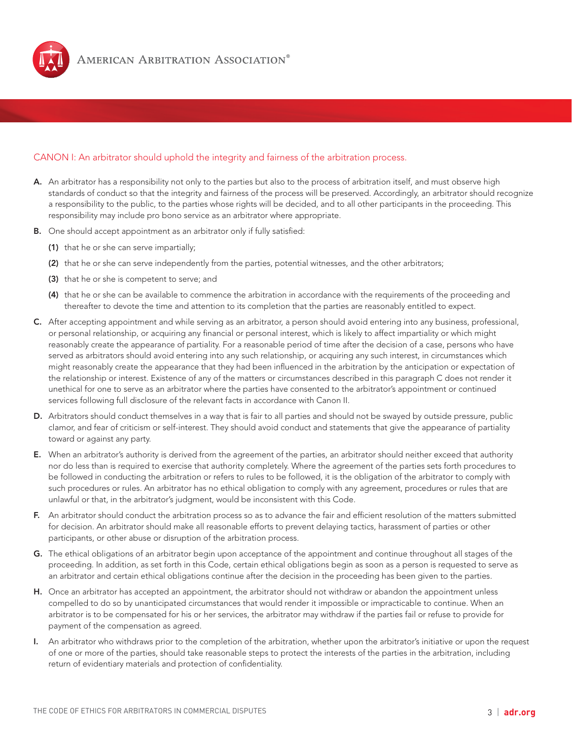## CANON I: An arbitrator should uphold the integrity and fairness of the arbitration process.

**A.** An arbitrator has a responsibility not only to the parties but also to the process of arbitration itself, and must observe high standards of conduct so that the integrity and fairness of the process will be preserved. Accordingly, an arbitrator should recognize a responsibility to the public, to the parties whose rights will be decided, and to all other participants in the proceeding. This responsibility may include pro bono service as an arbitrator where appropriate.

**B.** One should accept appointment as an arbitrator only if fully satisfied:

- **(1)** that he or she can serve impartially;
- **(2)** that he or she can serve independently from the parties, potential witnesses, and the other arbitrators;
- **(3)** that he or she is competent to serve; and
- **(4)** that he or she can be available to commence the arbitration in accordance with the requirements of the proceeding and thereafter to devote the time and attention to its completion that the parties are reasonably entitled to expect.

**C.** After accepting appointment and while serving as an arbitrator, a person should avoid entering into any business, professional, or personal relationship, or acquiring any financial or personal interest, which is likely to affect impartiality or which might reasonably create the appearance of partiality. For a reasonable period of time after the decision of a case, persons who have served as arbitrators should avoid entering into any such relationship, or acquiring any such interest, in circumstances which might reasonably create the appearance that they had been influenced in the arbitration by the anticipation or expectation of the relationship or interest. Existence of any of the matters or circumstances described in this paragraph C does not render it unethical for one to serve as an arbitrator where the parties have consented to the arbitrator's appointment or continued services following full disclosure of the relevant facts in accordance with Canon II.

**D.** Arbitrators should conduct themselves in a way that is fair to all parties and should not be swayed by outside pressure, public clamor, and fear of criticism or self-interest. They should avoid conduct and statements that give the appearance of partiality toward or against any party.

**E.** When an arbitrator's authority is derived from the agreement of the parties, an arbitrator should neither exceed that authority nor do less than is required to exercise that authority completely. Where the agreement of the parties sets forth procedures to be followed in conducting the arbitration or refers to rules to be followed, it is the obligation of the arbitrator to comply with such procedures or rules. An arbitrator has no ethical obligation to comply with any agreement, procedures or rules that are unlawful or that, in the arbitrator's judgment, would be inconsistent with this Code.

**F.** An arbitrator should conduct the arbitration process so as to advance the fair and efficient resolution of the matters submitted for decision. An arbitrator should make all reasonable efforts to prevent delaying tactics, harassment of parties or other participants, or other abuse or disruption of the arbitration process.

**G.** The ethical obligations of an arbitrator begin upon acceptance of the appointment and continue throughout all stages of the proceeding. In addition, as set forth in this Code, certain ethical obligations begin as soon as a person is requested to serve as an arbitrator and certain ethical obligations continue after the decision in the proceeding has been given to the parties.

**H.** Once an arbitrator has accepted an appointment, the arbitrator should not withdraw or abandon the appointment unless compelled to do so by unanticipated circumstances that would render it impossible or impracticable to continue. When an arbitrator is to be compensated for his or her services, the arbitrator may withdraw if the parties fail or refuse to provide for payment of the compensation as agreed.

**I.** An arbitrator who withdraws prior to the completion of the arbitration, whether upon the arbitrator's initiative or upon the request of one or more of the parties, should take reasonable steps to protect the interests of the parties in the arbitration, including return of evidentiary materials and protection of confidentiality.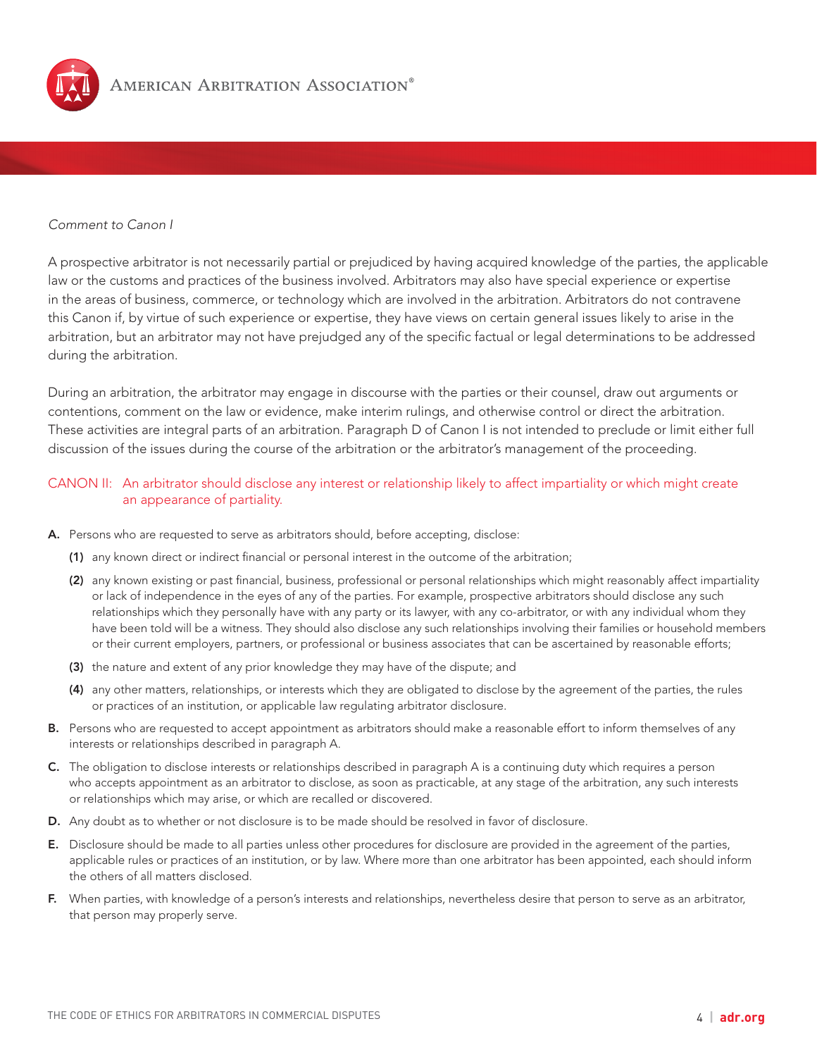*Comment to Canon I*

A prospective arbitrator is not necessarily partial or prejudiced by having acquired knowledge of the parties, the applicable law or the customs and practices of the business involved. Arbitrators may also have special experience or expertise in the areas of business, commerce, or technology which are involved in the arbitration. Arbitrators do not contravene this Canon if, by virtue of such experience or expertise, they have views on certain general issues likely to arise in the arbitration, but an arbitrator may not have prejudged any of the specific factual or legal determinations to be addressed during the arbitration.

During an arbitration, the arbitrator may engage in discourse with the parties or their counsel, draw out arguments or contentions, comment on the law or evidence, make interim rulings, and otherwise control or direct the arbitration. These activities are integral parts of an arbitration. Paragraph D of Canon I is not intended to preclude or limit either full discussion of the issues during the course of the arbitration or the arbitrator's management of the proceeding.

## CANON II: An arbitrator should disclose any interest or relationship likely to affect impartiality or which might create an appearance of partiality.

**A.** Persons who are requested to serve as arbitrators should, before accepting, disclose:

**(1)** any known direct or indirect financial or personal interest in the outcome of the arbitration;

**(2)** any known existing or past financial, business, professional or personal relationships which might reasonably affect impartiality or lack of independence in the eyes of any of the parties. For example, prospective arbitrators should disclose any such relationships which they personally have with any party or its lawyer, with any co-arbitrator, or with any individual whom they have been told will be a witness. They should also disclose any such relationships involving their families or household members or their current employers, partners, or professional or business associates that can be ascertained by reasonable efforts;

**(3)** the nature and extent of any prior knowledge they may have of the dispute; and

**(4)** any other matters, relationships, or interests which they are obligated to disclose by the agreement of the parties, the rules or practices of an institution, or applicable law regulating arbitrator disclosure.

**B.** Persons who are requested to accept appointment as arbitrators should make a reasonable effort to inform themselves of any interests or relationships described in paragraph A.

**C.** The obligation to disclose interests or relationships described in paragraph A is a continuing duty which requires a person who accepts appointment as an arbitrator to disclose, as soon as practicable, at any stage of the arbitration, any such interests or relationships which may arise, or which are recalled or discovered.

**D.** Any doubt as to whether or not disclosure is to be made should be resolved in favor of disclosure.

**E.** Disclosure should be made to all parties unless other procedures for disclosure are provided in the agreement of the parties, applicable rules or practices of an institution, or by law. Where more than one arbitrator has been appointed, each should inform the others of all matters disclosed.

**F.** When parties, with knowledge of a person's interests and relationships, nevertheless desire that person to serve as an arbitrator, that person may properly serve.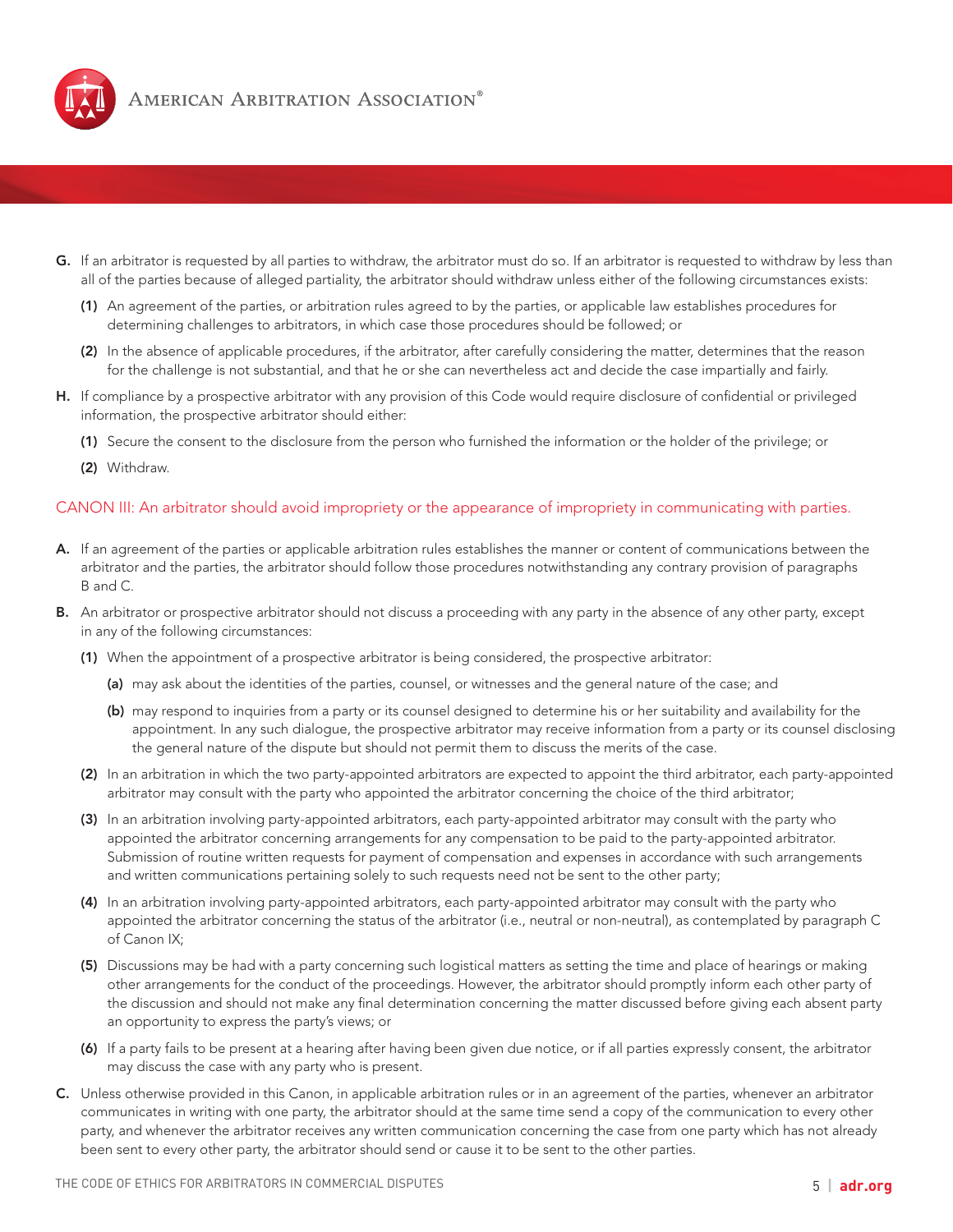G. If an arbitrator is requested by all parties to withdraw, the arbitrator must do so. If an arbitrator is requested to withdraw by less than all of the parties because of alleged partiality, the arbitrator should withdraw unless either of the following circumstances exists:

   (1) An agreement of the parties, or arbitration rules agreed to by the parties, or applicable law establishes procedures for determining challenges to arbitrators, in which case those procedures should be followed; or

   (2) In the absence of applicable procedures, if the arbitrator, after carefully considering the matter, determines that the reason for the challenge is not substantial, and that he or she can nevertheless act and decide the case impartially and fairly.

H. If compliance by a prospective arbitrator with any provision of this Code would require disclosure of confidential or privileged information, the prospective arbitrator should either:

   (1) Secure the consent to the disclosure from the person who furnished the information or the holder of the privilege; or

   (2) Withdraw.

## CANON III: An arbitrator should avoid impropriety or the appearance of impropriety in communicating with parties.

A. If an agreement of the parties or applicable arbitration rules establishes the manner or content of communications between the arbitrator and the parties, the arbitrator should follow those procedures notwithstanding any contrary provision of paragraphs B and C.

B. An arbitrator or prospective arbitrator should not discuss a proceeding with any party in the absence of any other party, except in any of the following circumstances:

   (1) When the appointment of a prospective arbitrator is being considered, the prospective arbitrator:

      (a) may ask about the identities of the parties, counsel, or witnesses and the general nature of the case; and

      (b) may respond to inquiries from a party or its counsel designed to determine his or her suitability and availability for the appointment. In any such dialogue, the prospective arbitrator may receive information from a party or its counsel disclosing the general nature of the dispute but should not permit them to discuss the merits of the case.

   (2) In an arbitration in which the two party-appointed arbitrators are expected to appoint the third arbitrator, each party-appointed arbitrator may consult with the party who appointed the arbitrator concerning the choice of the third arbitrator;

   (3) In an arbitration involving party-appointed arbitrators, each party-appointed arbitrator may consult with the party who appointed the arbitrator concerning arrangements for any compensation to be paid to the party-appointed arbitrator. Submission of routine written requests for payment of compensation and expenses in accordance with such arrangements and written communications pertaining solely to such requests need not be sent to the other party;

   (4) In an arbitration involving party-appointed arbitrators, each party-appointed arbitrator may consult with the party who appointed the arbitrator concerning the status of the arbitrator (i.e., neutral or non-neutral), as contemplated by paragraph C of Canon IX;

   (5) Discussions may be had with a party concerning such logistical matters as setting the time and place of hearings or making other arrangements for the conduct of the proceedings. However, the arbitrator should promptly inform each other party of the discussion and should not make any final determination concerning the matter discussed before giving each absent party an opportunity to express the party's views; or

   (6) If a party fails to be present at a hearing after having been given due notice, or if all parties expressly consent, the arbitrator may discuss the case with any party who is present.

C. Unless otherwise provided in this Canon, in applicable arbitration rules or in an agreement of the parties, whenever an arbitrator communicates in writing with one party, the arbitrator should at the same time send a copy of the communication to every other party, and whenever the arbitrator receives any written communication concerning the case from one party which has not already been sent to every other party, the arbitrator should send or cause it to be sent to the other parties.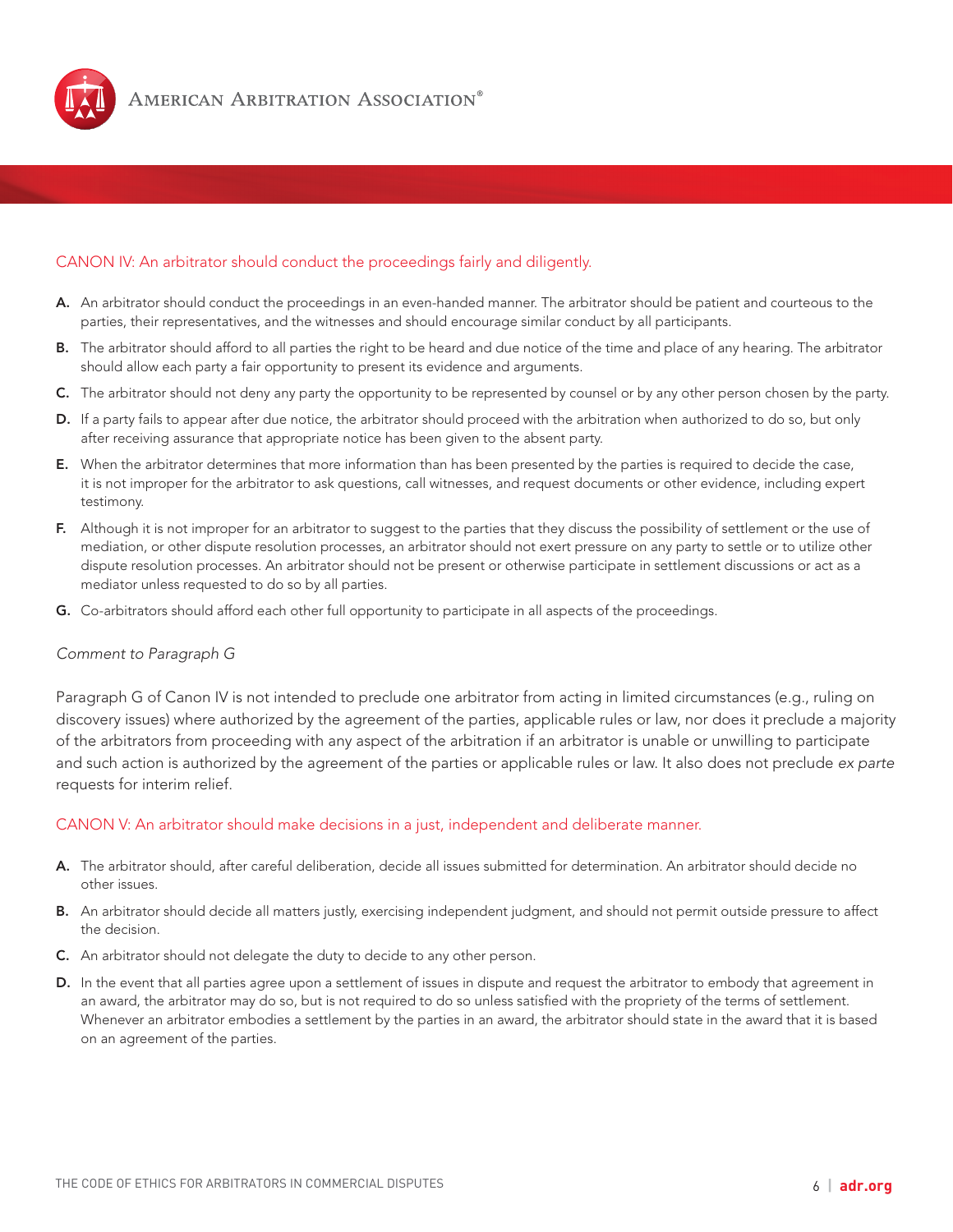## CANON IV: An arbitrator should conduct the proceedings fairly and diligently.

**A.** An arbitrator should conduct the proceedings in an even-handed manner. The arbitrator should be patient and courteous to the parties, their representatives, and the witnesses and should encourage similar conduct by all participants.

**B.** The arbitrator should afford to all parties the right to be heard and due notice of the time and place of any hearing. The arbitrator should allow each party a fair opportunity to present its evidence and arguments.

**C.** The arbitrator should not deny any party the opportunity to be represented by counsel or by any other person chosen by the party.

**D.** If a party fails to appear after due notice, the arbitrator should proceed with the arbitration when authorized to do so, but only after receiving assurance that appropriate notice has been given to the absent party.

**E.** When the arbitrator determines that more information than has been presented by the parties is required to decide the case, it is not improper for the arbitrator to ask questions, call witnesses, and request documents or other evidence, including expert testimony.

**F.** Although it is not improper for an arbitrator to suggest to the parties that they discuss the possibility of settlement or the use of mediation, or other dispute resolution processes, an arbitrator should not exert pressure on any party to settle or to utilize other dispute resolution processes. An arbitrator should not be present or otherwise participate in settlement discussions or act as a mediator unless requested to do so by all parties.

**G.** Co-arbitrators should afford each other full opportunity to participate in all aspects of the proceedings.

*Comment to Paragraph G*

Paragraph G of Canon IV is not intended to preclude one arbitrator from acting in limited circumstances (e.g., ruling on discovery issues) where authorized by the agreement of the parties, applicable rules or law, nor does it preclude a majority of the arbitrators from proceeding with any aspect of the arbitration if an arbitrator is unable or unwilling to participate and such action is authorized by the agreement of the parties or applicable rules or law. It also does not preclude *ex parte* requests for interim relief.

## CANON V: An arbitrator should make decisions in a just, independent and deliberate manner.

**A.** The arbitrator should, after careful deliberation, decide all issues submitted for determination. An arbitrator should decide no other issues.

**B.** An arbitrator should decide all matters justly, exercising independent judgment, and should not permit outside pressure to affect the decision.

**C.** An arbitrator should not delegate the duty to decide to any other person.

**D.** In the event that all parties agree upon a settlement of issues in dispute and request the arbitrator to embody that agreement in an award, the arbitrator may do so, but is not required to do so unless satisfied with the propriety of the terms of settlement. Whenever an arbitrator embodies a settlement by the parties in an award, the arbitrator should state in the award that it is based on an agreement of the parties.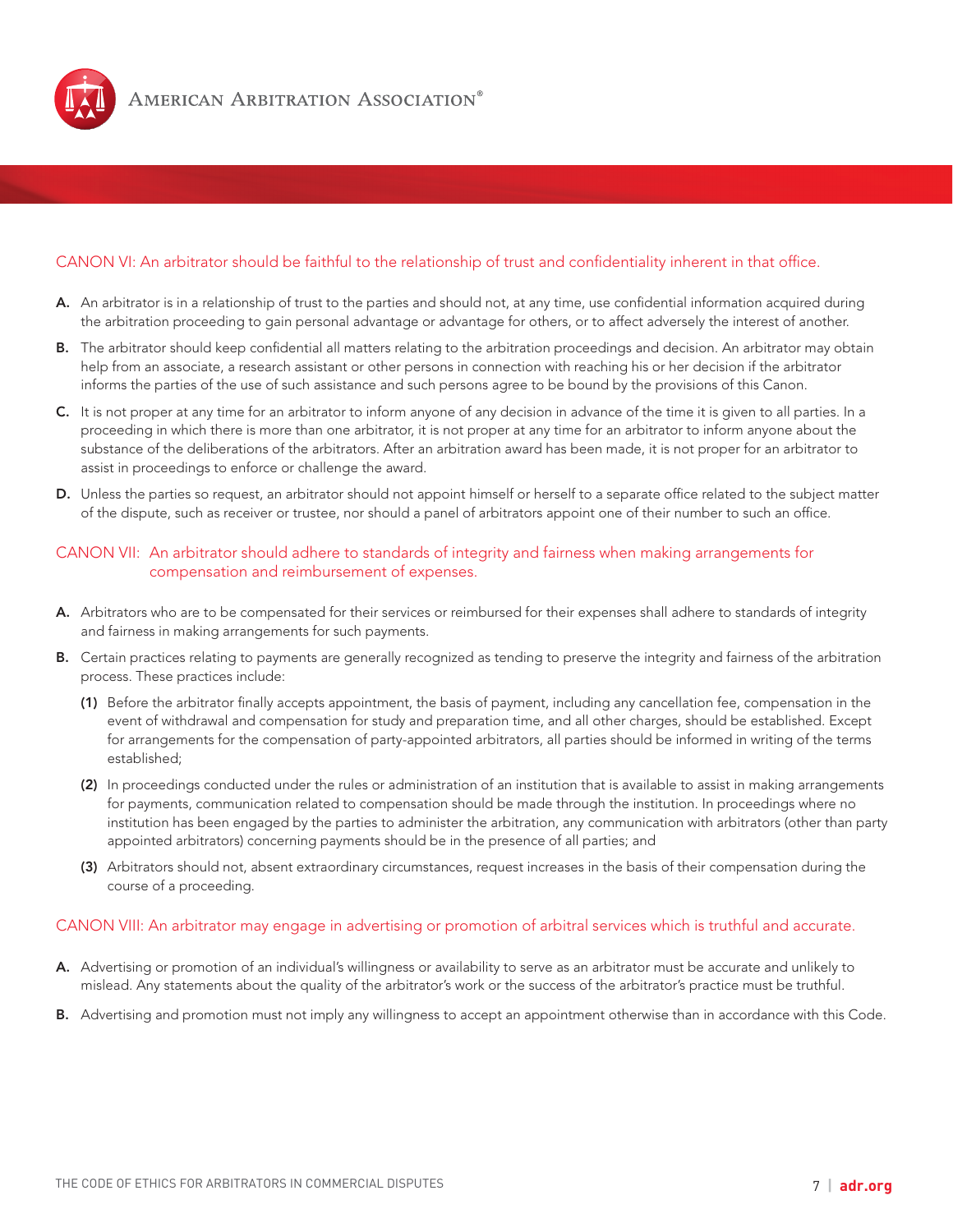## CANON VI: An arbitrator should be faithful to the relationship of trust and confidentiality inherent in that office.

**A.** An arbitrator is in a relationship of trust to the parties and should not, at any time, use confidential information acquired during the arbitration proceeding to gain personal advantage or advantage for others, or to affect adversely the interest of another.

**B.** The arbitrator should keep confidential all matters relating to the arbitration proceedings and decision. An arbitrator may obtain help from an associate, a research assistant or other persons in connection with reaching his or her decision if the arbitrator informs the parties of the use of such assistance and such persons agree to be bound by the provisions of this Canon.

**C.** It is not proper at any time for an arbitrator to inform anyone of any decision in advance of the time it is given to all parties. In a proceeding in which there is more than one arbitrator, it is not proper at any time for an arbitrator to inform anyone about the substance of the deliberations of the arbitrators. After an arbitration award has been made, it is not proper for an arbitrator to assist in proceedings to enforce or challenge the award.

**D.** Unless the parties so request, an arbitrator should not appoint himself or herself to a separate office related to the subject matter of the dispute, such as receiver or trustee, nor should a panel of arbitrators appoint one of their number to such an office.

## CANON VII: An arbitrator should adhere to standards of integrity and fairness when making arrangements for compensation and reimbursement of expenses.

**A.** Arbitrators who are to be compensated for their services or reimbursed for their expenses shall adhere to standards of integrity and fairness in making arrangements for such payments.

**B.** Certain practices relating to payments are generally recognized as tending to preserve the integrity and fairness of the arbitration process. These practices include:

**(1)** Before the arbitrator finally accepts appointment, the basis of payment, including any cancellation fee, compensation in the event of withdrawal and compensation for study and preparation time, and all other charges, should be established. Except for arrangements for the compensation of party-appointed arbitrators, all parties should be informed in writing of the terms established;

**(2)** In proceedings conducted under the rules or administration of an institution that is available to assist in making arrangements for payments, communication related to compensation should be made through the institution. In proceedings where no institution has been engaged by the parties to administer the arbitration, any communication with arbitrators (other than party appointed arbitrators) concerning payments should be in the presence of all parties; and

**(3)** Arbitrators should not, absent extraordinary circumstances, request increases in the basis of their compensation during the course of a proceeding.

## CANON VIII: An arbitrator may engage in advertising or promotion of arbitral services which is truthful and accurate.

**A.** Advertising or promotion of an individual's willingness or availability to serve as an arbitrator must be accurate and unlikely to mislead. Any statements about the quality of the arbitrator's work or the success of the arbitrator's practice must be truthful.

**B.** Advertising and promotion must not imply any willingness to accept an appointment otherwise than in accordance with this Code.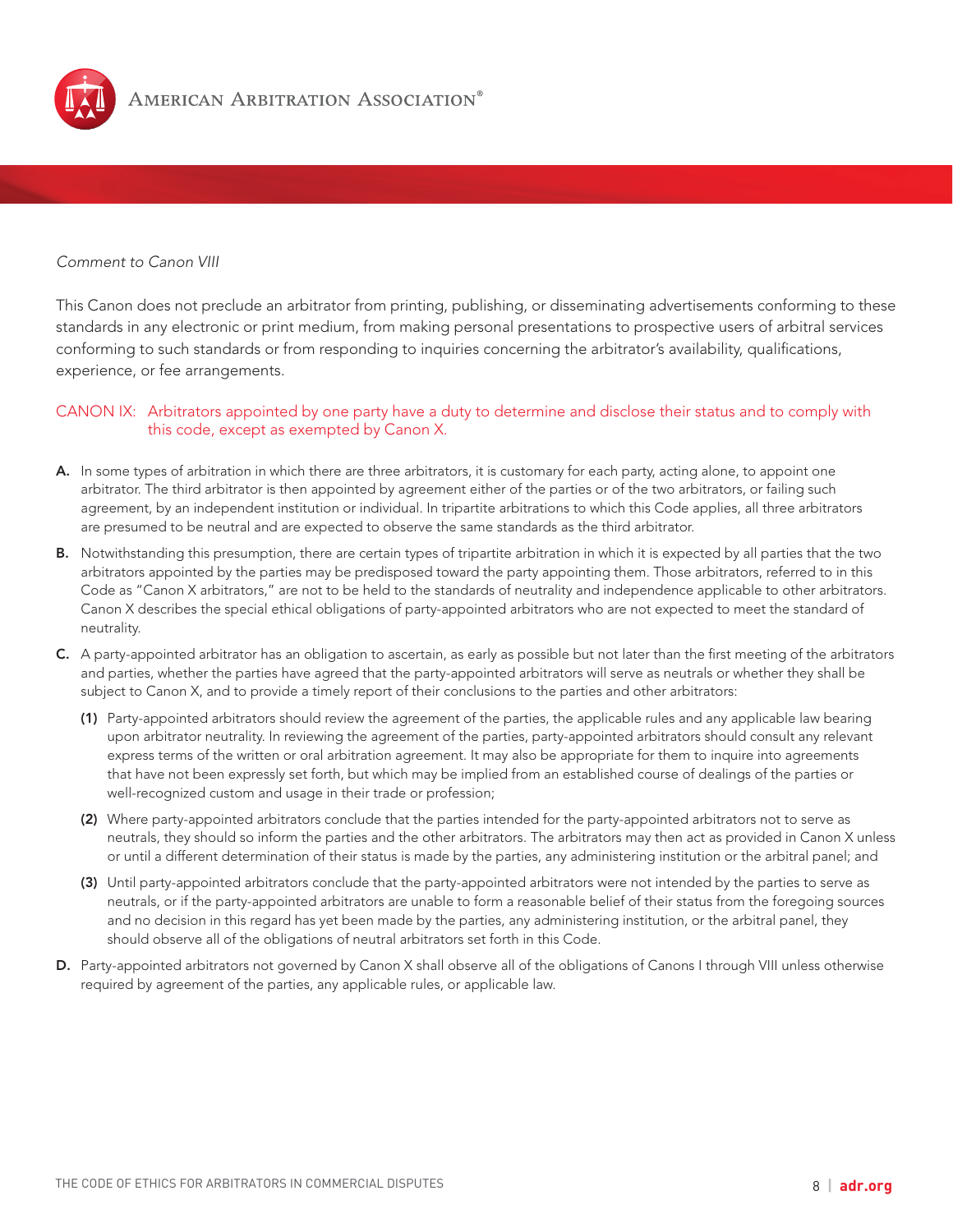*Comment to Canon VIII*

This Canon does not preclude an arbitrator from printing, publishing, or disseminating advertisements conforming to these standards in any electronic or print medium, from making personal presentations to prospective users of arbitral services conforming to such standards or from responding to inquiries concerning the arbitrator's availability, qualifications, experience, or fee arrangements.

## CANON IX: Arbitrators appointed by one party have a duty to determine and disclose their status and to comply with this code, except as exempted by Canon X.

**A.** In some types of arbitration in which there are three arbitrators, it is customary for each party, acting alone, to appoint one arbitrator. The third arbitrator is then appointed by agreement either of the parties or of the two arbitrators, or failing such agreement, by an independent institution or individual. In tripartite arbitrations to which this Code applies, all three arbitrators are presumed to be neutral and are expected to observe the same standards as the third arbitrator.

**B.** Notwithstanding this presumption, there are certain types of tripartite arbitration in which it is expected by all parties that the two arbitrators appointed by the parties may be predisposed toward the party appointing them. Those arbitrators, referred to in this Code as "Canon X arbitrators," are not to be held to the standards of neutrality and independence applicable to other arbitrators. Canon X describes the special ethical obligations of party-appointed arbitrators who are not expected to meet the standard of neutrality.

**C.** A party-appointed arbitrator has an obligation to ascertain, as early as possible but not later than the first meeting of the arbitrators and parties, whether the parties have agreed that the party-appointed arbitrators will serve as neutrals or whether they shall be subject to Canon X, and to provide a timely report of their conclusions to the parties and other arbitrators:

   **(1)** Party-appointed arbitrators should review the agreement of the parties, the applicable rules and any applicable law bearing upon arbitrator neutrality. In reviewing the agreement of the parties, party-appointed arbitrators should consult any relevant express terms of the written or oral arbitration agreement. It may also be appropriate for them to inquire into agreements that have not been expressly set forth, but which may be implied from an established course of dealings of the parties or well-recognized custom and usage in their trade or profession;

   **(2)** Where party-appointed arbitrators conclude that the parties intended for the party-appointed arbitrators not to serve as neutrals, they should so inform the parties and the other arbitrators. The arbitrators may then act as provided in Canon X unless or until a different determination of their status is made by the parties, any administering institution or the arbitral panel; and

   **(3)** Until party-appointed arbitrators conclude that the party-appointed arbitrators were not intended by the parties to serve as neutrals, or if the party-appointed arbitrators are unable to form a reasonable belief of their status from the foregoing sources and no decision in this regard has yet been made by the parties, any administering institution, or the arbitral panel, they should observe all of the obligations of neutral arbitrators set forth in this Code.

**D.** Party-appointed arbitrators not governed by Canon X shall observe all of the obligations of Canons I through VIII unless otherwise required by agreement of the parties, any applicable rules, or applicable law.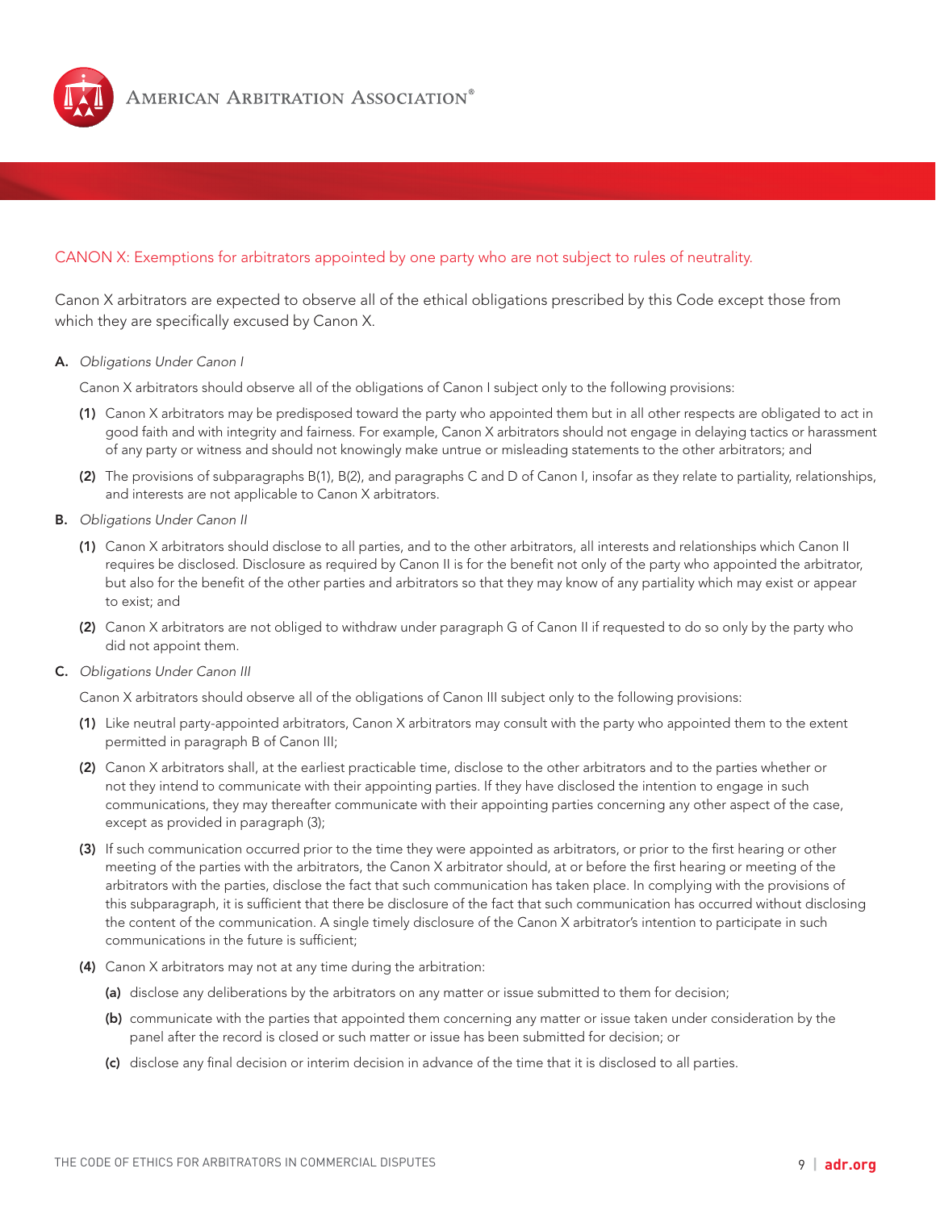## CANON X: Exemptions for arbitrators appointed by one party who are not subject to rules of neutrality.

Canon X arbitrators are expected to observe all of the ethical obligations prescribed by this Code except those from which they are specifically excused by Canon X.

**A.** *Obligations Under Canon I*

Canon X arbitrators should observe all of the obligations of Canon I subject only to the following provisions:

**(1)** Canon X arbitrators may be predisposed toward the party who appointed them but in all other respects are obligated to act in good faith and with integrity and fairness. For example, Canon X arbitrators should not engage in delaying tactics or harassment of any party or witness and should not knowingly make untrue or misleading statements to the other arbitrators; and

**(2)** The provisions of subparagraphs B(1), B(2), and paragraphs C and D of Canon I, insofar as they relate to partiality, relationships, and interests are not applicable to Canon X arbitrators.

**B.** *Obligations Under Canon II*

**(1)** Canon X arbitrators should disclose to all parties, and to the other arbitrators, all interests and relationships which Canon II requires be disclosed. Disclosure as required by Canon II is for the benefit not only of the party who appointed the arbitrator, but also for the benefit of the other parties and arbitrators so that they may know of any partiality which may exist or appear to exist; and

**(2)** Canon X arbitrators are not obliged to withdraw under paragraph G of Canon II if requested to do so only by the party who did not appoint them.

**C.** *Obligations Under Canon III*

Canon X arbitrators should observe all of the obligations of Canon III subject only to the following provisions:

**(1)** Like neutral party-appointed arbitrators, Canon X arbitrators may consult with the party who appointed them to the extent permitted in paragraph B of Canon III;

**(2)** Canon X arbitrators shall, at the earliest practicable time, disclose to the other arbitrators and to the parties whether or not they intend to communicate with their appointing parties. If they have disclosed the intention to engage in such communications, they may thereafter communicate with their appointing parties concerning any other aspect of the case, except as provided in paragraph (3);

**(3)** If such communication occurred prior to the time they were appointed as arbitrators, or prior to the first hearing or other meeting of the parties with the arbitrators, the Canon X arbitrator should, at or before the first hearing or meeting of the arbitrators with the parties, disclose the fact that such communication has taken place. In complying with the provisions of this subparagraph, it is sufficient that there be disclosure of the fact that such communication has occurred without disclosing the content of the communication. A single timely disclosure of the Canon X arbitrator's intention to participate in such communications in the future is sufficient;

**(4)** Canon X arbitrators may not at any time during the arbitration:

**(a)** disclose any deliberations by the arbitrators on any matter or issue submitted to them for decision;

**(b)** communicate with the parties that appointed them concerning any matter or issue taken under consideration by the panel after the record is closed or such matter or issue has been submitted for decision; or

**(c)** disclose any final decision or interim decision in advance of the time that it is disclosed to all parties.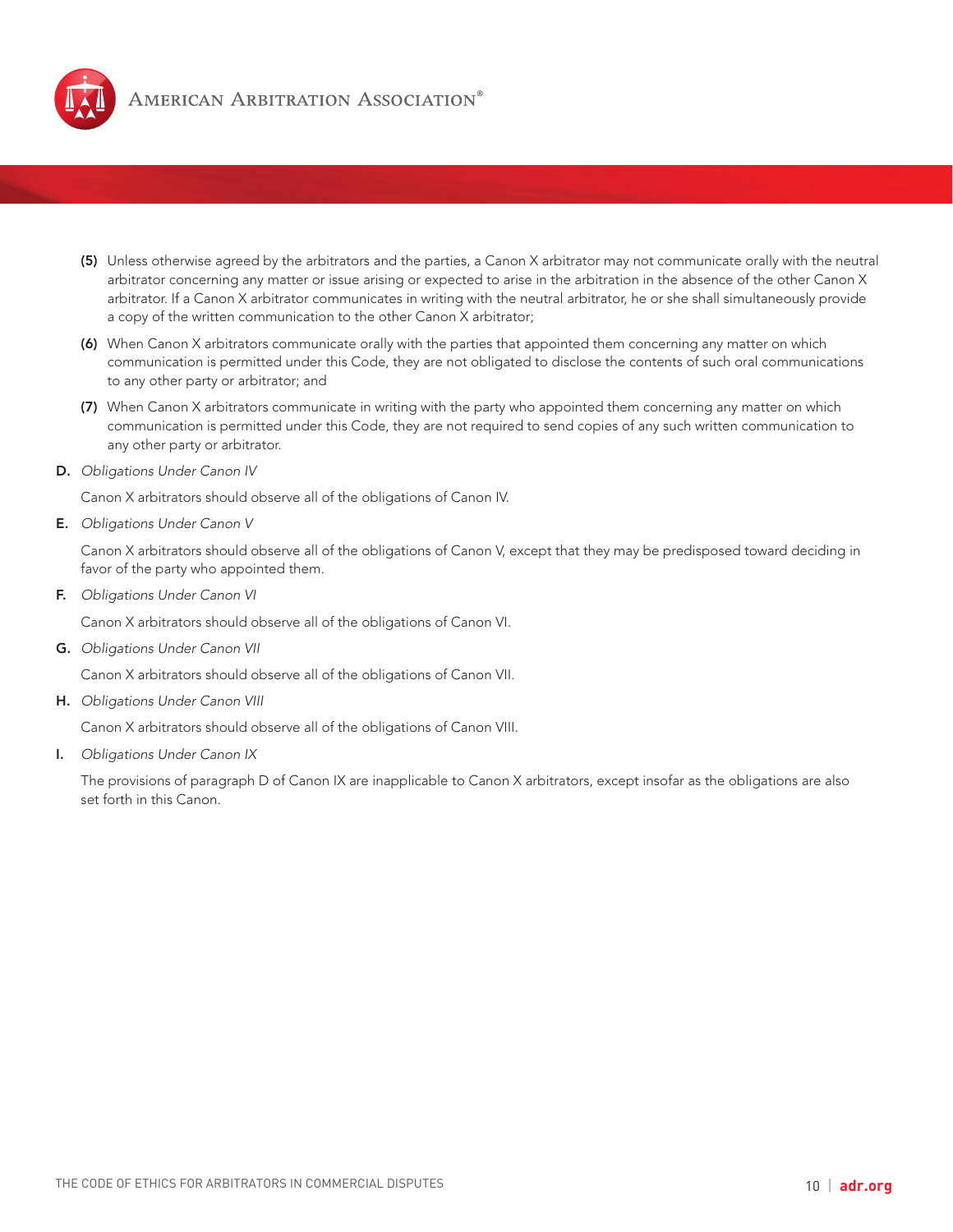(5) Unless otherwise agreed by the arbitrators and the parties, a Canon X arbitrator may not communicate orally with the neutral arbitrator concerning any matter or issue arising or expected to arise in the arbitration in the absence of the other Canon X arbitrator. If a Canon X arbitrator communicates in writing with the neutral arbitrator, he or she shall simultaneously provide a copy of the written communication to the other Canon X arbitrator;

(6) When Canon X arbitrators communicate orally with the parties that appointed them concerning any matter on which communication is permitted under this Code, they are not obligated to disclose the contents of such oral communications to any other party or arbitrator; and

(7) When Canon X arbitrators communicate in writing with the party who appointed them concerning any matter on which communication is permitted under this Code, they are not required to send copies of any such written communication to any other party or arbitrator.

**D.** *Obligations Under Canon IV*

Canon X arbitrators should observe all of the obligations of Canon IV.

**E.** *Obligations Under Canon V*

Canon X arbitrators should observe all of the obligations of Canon V, except that they may be predisposed toward deciding in favor of the party who appointed them.

**F.** *Obligations Under Canon VI*

Canon X arbitrators should observe all of the obligations of Canon VI.

**G.** *Obligations Under Canon VII*

Canon X arbitrators should observe all of the obligations of Canon VII.

**H.** *Obligations Under Canon VIII*

Canon X arbitrators should observe all of the obligations of Canon VIII.

**I.** *Obligations Under Canon IX*

The provisions of paragraph D of Canon IX are inapplicable to Canon X arbitrators, except insofar as the obligations are also set forth in this Canon.